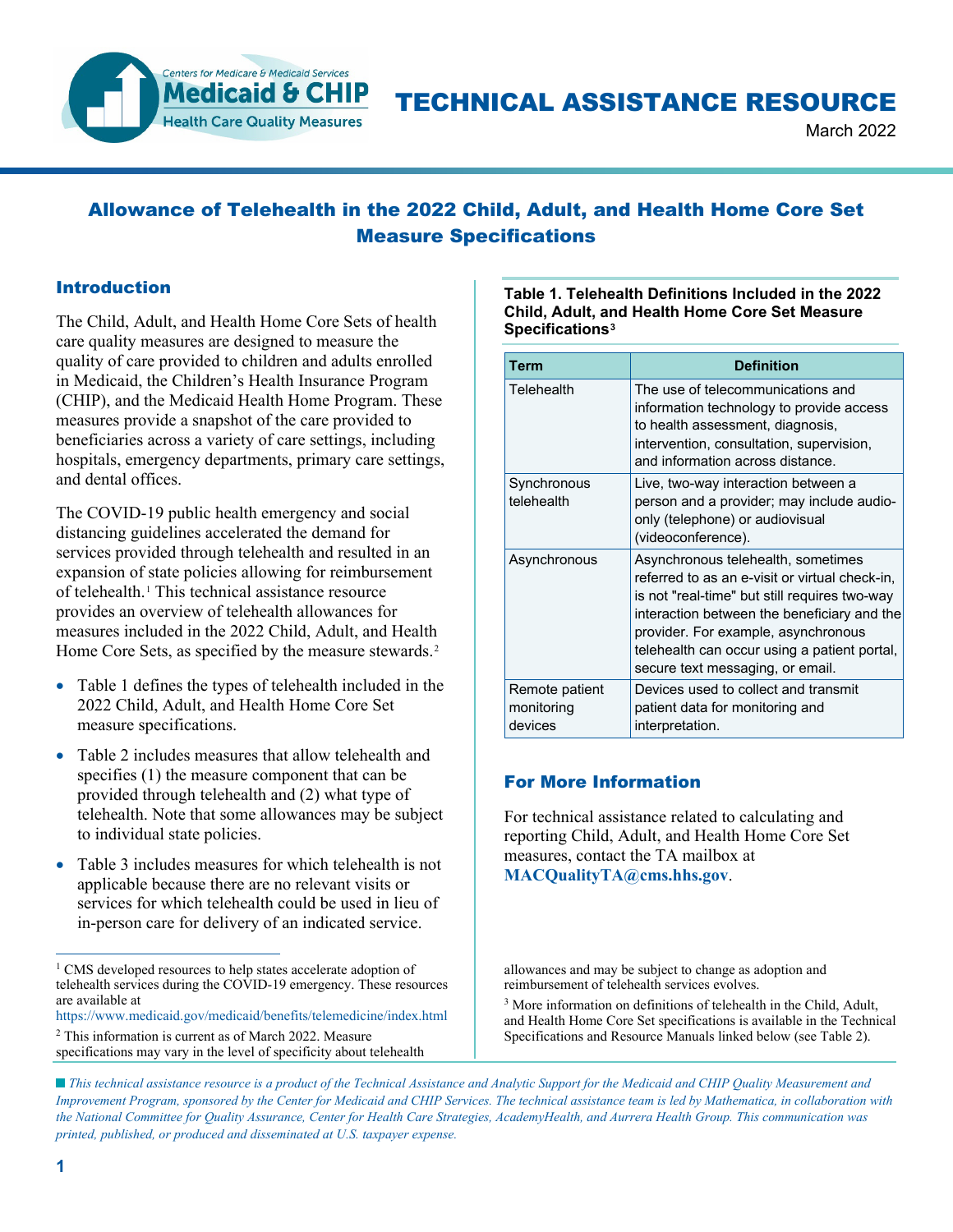TECHNICAL ASSISTANCE RESOURCE

March 2022

# Allowance of Telehealth in the 2022 Child, Adult, and Health Home Core Set Measure Specifications

## Introduction

The Child, Adult, and Health Home Core Sets of health care quality measures are designed to measure the quality of care provided to children and adults enrolled in Medicaid, the Children's Health Insurance Program (CHIP), and the Medicaid Health Home Program. These measures provide a snapshot of the care provided to beneficiaries across a variety of care settings, including hospitals, emergency departments, primary care settings, and dental offices.

The COVID-19 public health emergency and social distancing guidelines accelerated the demand for services provided through telehealth and resulted in an expansion of state policies allowing for reimbursement of telehealth.[1] This technical assistance resource provides an overview of telehealth allowances for measures included in the 2022 Child, Adult, and Health Home Core Sets, as specified by the measure stewards.[2]

- Table 1 defines the types of telehealth included in the 2022 Child, Adult, and Health Home Core Set measure specifications.
- Table 2 includes measures that allow telehealth and specifies (1) the measure component that can be provided through telehealth and (2) what type of telehealth. Note that some allowances may be subject to individual state policies.
- Table 3 includes measures for which telehealth is not applicable because there are no relevant visits or services for which telehealth could be used in lieu of in-person care for delivery of an indicated service.

**Table 1. Telehealth Definitions Included in the 2022 Child, Adult, and Health Home Core Set Measure Specifications**[3]

| Term | Definition |
|---|---|
| Telehealth | The use of telecommunications and information technology to provide access to health assessment, diagnosis, intervention, consultation, supervision, and information across distance. |
| Synchronous telehealth | Live, two-way interaction between a person and a provider; may include audio-only (telephone) or audiovisual (videoconference). |
| Asynchronous | Asynchronous telehealth, sometimes referred to as an e-visit or virtual check-in, is not "real-time" but still requires two-way interaction between the beneficiary and the provider. For example, asynchronous telehealth can occur using a patient portal, secure text messaging, or email. |
| Remote patient monitoring devices | Devices used to collect and transmit patient data for monitoring and interpretation. |

## For More Information

For technical assistance related to calculating and reporting Child, Adult, and Health Home Core Set measures, contact the TA mailbox at **MACQualityTA@cms.hhs.gov**.

---

[1] CMS developed resources to help states accelerate adoption of telehealth services during the COVID-19 emergency. These resources are available at https://www.medicaid.gov/medicaid/benefits/telemedicine/index.html

[2] This information is current as of March 2022. Measure specifications may vary in the level of specificity about telehealth allowances and may be subject to change as adoption and reimbursement of telehealth services evolves.

[3] More information on definitions of telehealth in the Child, Adult, and Health Home Core Set specifications is available in the Technical Specifications and Resource Manuals linked below (see Table 2).

*This technical assistance resource is a product of the Technical Assistance and Analytic Support for the Medicaid and CHIP Quality Measurement and Improvement Program, sponsored by the Center for Medicaid and CHIP Services. The technical assistance team is led by Mathematica, in collaboration with the National Committee for Quality Assurance, Center for Health Care Strategies, AcademyHealth, and Aurrera Health Group. This communication was printed, published, or produced and disseminated at U.S. taxpayer expense.*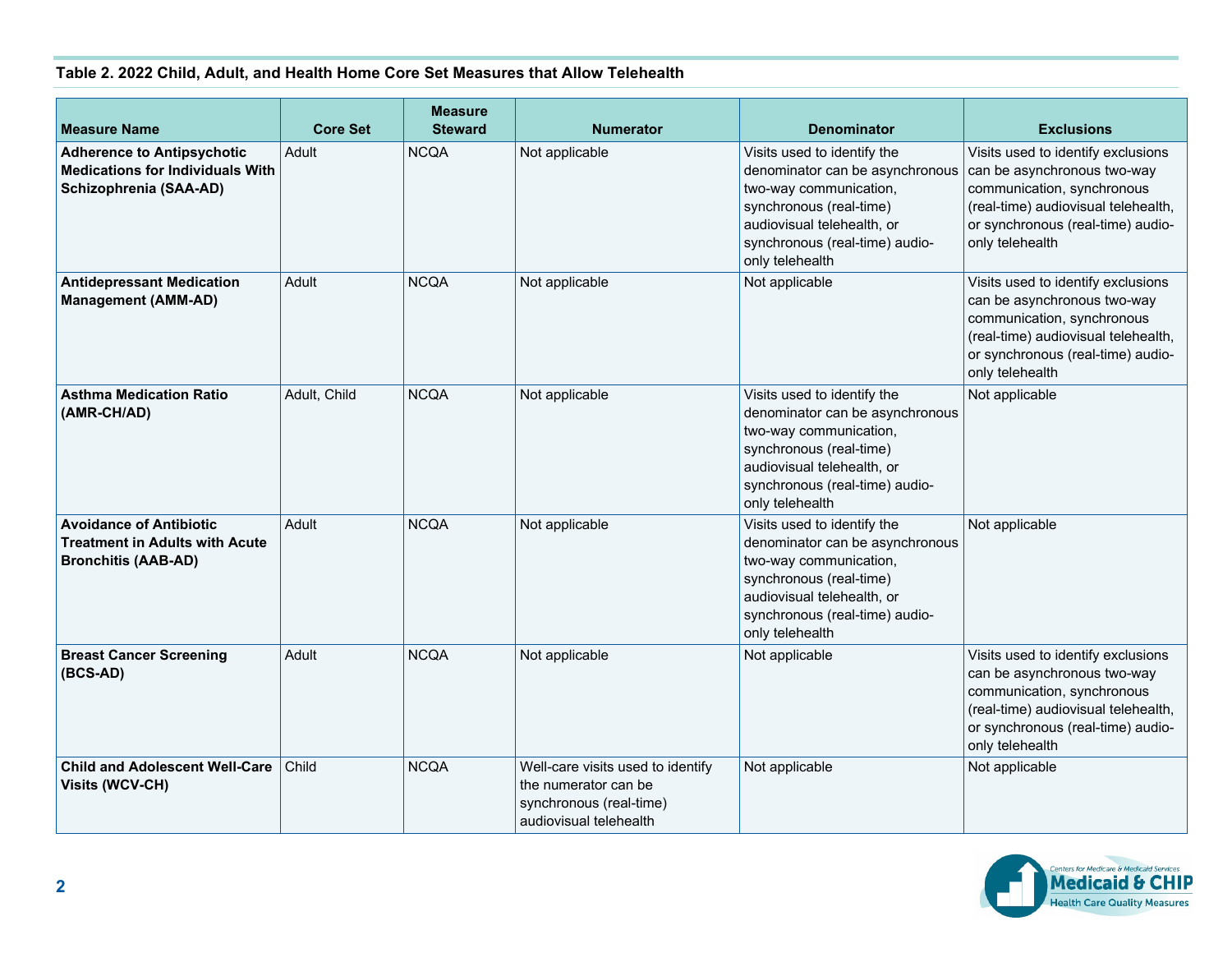**Table 2. 2022 Child, Adult, and Health Home Core Set Measures that Allow Telehealth**

| Measure Name | Core Set | Measure Steward | Numerator | Denominator | Exclusions |
|---|---|---|---|---|---|
| **Adherence to Antipsychotic Medications for Individuals With Schizophrenia (SAA-AD)** | Adult | NCQA | Not applicable | Visits used to identify the denominator can be asynchronous two-way communication, synchronous (real-time) audiovisual telehealth, or synchronous (real-time) audio-only telehealth | Visits used to identify exclusions can be asynchronous two-way communication, synchronous (real-time) audiovisual telehealth, or synchronous (real-time) audio-only telehealth |
| **Antidepressant Medication Management (AMM-AD)** | Adult | NCQA | Not applicable | Not applicable | Visits used to identify exclusions can be asynchronous two-way communication, synchronous (real-time) audiovisual telehealth, or synchronous (real-time) audio-only telehealth |
| **Asthma Medication Ratio (AMR-CH/AD)** | Adult, Child | NCQA | Not applicable | Visits used to identify the denominator can be asynchronous two-way communication, synchronous (real-time) audiovisual telehealth, or synchronous (real-time) audio-only telehealth | Not applicable |
| **Avoidance of Antibiotic Treatment in Adults with Acute Bronchitis (AAB-AD)** | Adult | NCQA | Not applicable | Visits used to identify the denominator can be asynchronous two-way communication, synchronous (real-time) audiovisual telehealth, or synchronous (real-time) audio-only telehealth | Not applicable |
| **Breast Cancer Screening (BCS-AD)** | Adult | NCQA | Not applicable | Not applicable | Visits used to identify exclusions can be asynchronous two-way communication, synchronous (real-time) audiovisual telehealth, or synchronous (real-time) audio-only telehealth |
| **Child and Adolescent Well-Care Visits (WCV-CH)** | Child | NCQA | Well-care visits used to identify the numerator can be synchronous (real-time) audiovisual telehealth | Not applicable | Not applicable |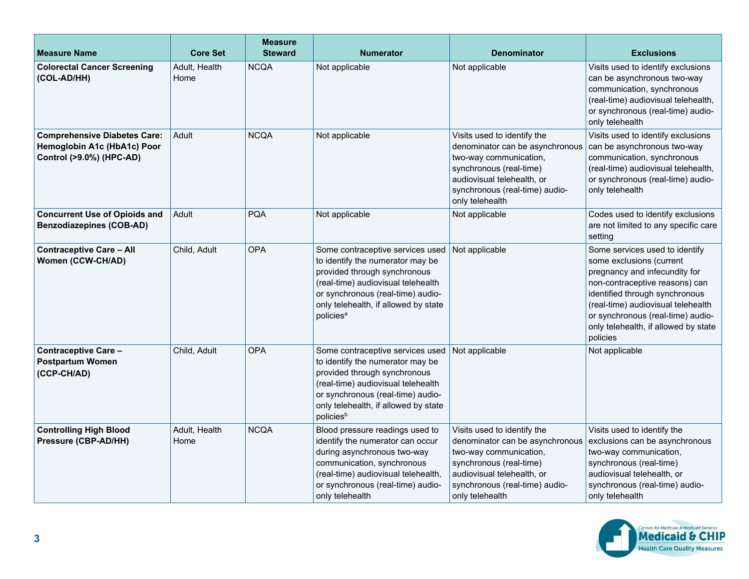| Measure Name | Core Set | Measure Steward | Numerator | Denominator | Exclusions |
|---|---|---|---|---|---|
| **Colorectal Cancer Screening (COL-AD/HH)** | Adult, Health Home | NCQA | Not applicable | Not applicable | Visits used to identify exclusions can be asynchronous two-way communication, synchronous (real-time) audiovisual telehealth, or synchronous (real-time) audio-only telehealth |
| **Comprehensive Diabetes Care: Hemoglobin A1c (HbA1c) Poor Control (>9.0%) (HPC-AD)** | Adult | NCQA | Not applicable | Visits used to identify the denominator can be asynchronous two-way communication, synchronous (real-time) audiovisual telehealth, or synchronous (real-time) audio-only telehealth | Visits used to identify exclusions can be asynchronous two-way communication, synchronous (real-time) audiovisual telehealth, or synchronous (real-time) audio-only telehealth |
| **Concurrent Use of Opioids and Benzodiazepines (COB-AD)** | Adult | PQA | Not applicable | Not applicable | Codes used to identify exclusions are not limited to any specific care setting |
| **Contraceptive Care – All Women (CCW-CH/AD)** | Child, Adult | OPA | Some contraceptive services used to identify the numerator may be provided through synchronous (real-time) audiovisual telehealth or synchronous (real-time) audio-only telehealth, if allowed by state policies[a] | Not applicable | Some services used to identify some exclusions (current pregnancy and infecundity for non-contraceptive reasons) can identified through synchronous (real-time) audiovisual telehealth or synchronous (real-time) audio-only telehealth, if allowed by state policies |
| **Contraceptive Care – Postpartum Women (CCP-CH/AD)** | Child, Adult | OPA | Some contraceptive services used to identify the numerator may be provided through synchronous (real-time) audiovisual telehealth or synchronous (real-time) audio-only telehealth, if allowed by state policies[b] | Not applicable | Not applicable |
| **Controlling High Blood Pressure (CBP-AD/HH)** | Adult, Health Home | NCQA | Blood pressure readings used to identify the numerator can occur during asynchronous two-way communication, synchronous (real-time) audiovisual telehealth, or synchronous (real-time) audio-only telehealth | Visits used to identify the denominator can be asynchronous two-way communication, synchronous (real-time) audiovisual telehealth, or synchronous (real-time) audio-only telehealth | Visits used to identify the exclusions can be asynchronous two-way communication, synchronous (real-time) audiovisual telehealth, or synchronous (real-time) audio-only telehealth |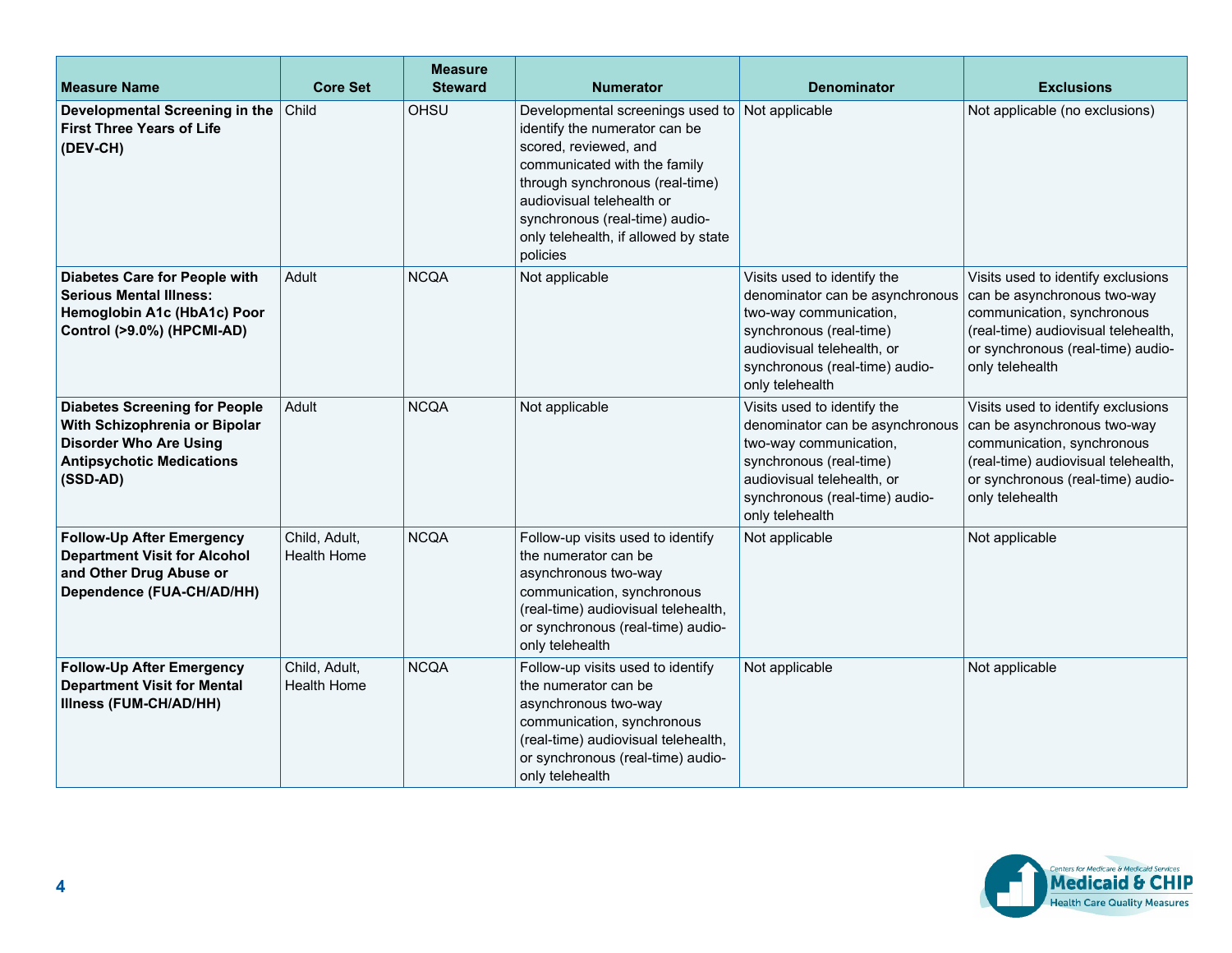| Measure Name | Core Set | Measure Steward | Numerator | Denominator | Exclusions |
|---|---|---|---|---|---|
| **Developmental Screening in the First Three Years of Life (DEV-CH)** | Child | OHSU | Developmental screenings used to identify the numerator can be scored, reviewed, and communicated with the family through synchronous (real-time) audiovisual telehealth or synchronous (real-time) audio-only telehealth, if allowed by state policies | Not applicable | Not applicable (no exclusions) |
| **Diabetes Care for People with Serious Mental Illness: Hemoglobin A1c (HbA1c) Poor Control (>9.0%) (HPCMI-AD)** | Adult | NCQA | Not applicable | Visits used to identify the denominator can be asynchronous two-way communication, synchronous (real-time) audiovisual telehealth, or synchronous (real-time) audio-only telehealth | Visits used to identify exclusions can be asynchronous two-way communication, synchronous (real-time) audiovisual telehealth, or synchronous (real-time) audio-only telehealth |
| **Diabetes Screening for People With Schizophrenia or Bipolar Disorder Who Are Using Antipsychotic Medications (SSD-AD)** | Adult | NCQA | Not applicable | Visits used to identify the denominator can be asynchronous two-way communication, synchronous (real-time) audiovisual telehealth, or synchronous (real-time) audio-only telehealth | Visits used to identify exclusions can be asynchronous two-way communication, synchronous (real-time) audiovisual telehealth, or synchronous (real-time) audio-only telehealth |
| **Follow-Up After Emergency Department Visit for Alcohol and Other Drug Abuse or Dependence (FUA-CH/AD/HH)** | Child, Adult, Health Home | NCQA | Follow-up visits used to identify the numerator can be asynchronous two-way communication, synchronous (real-time) audiovisual telehealth, or synchronous (real-time) audio-only telehealth | Not applicable | Not applicable |
| **Follow-Up After Emergency Department Visit for Mental Illness (FUM-CH/AD/HH)** | Child, Adult, Health Home | NCQA | Follow-up visits used to identify the numerator can be asynchronous two-way communication, synchronous (real-time) audiovisual telehealth, or synchronous (real-time) audio-only telehealth | Not applicable | Not applicable |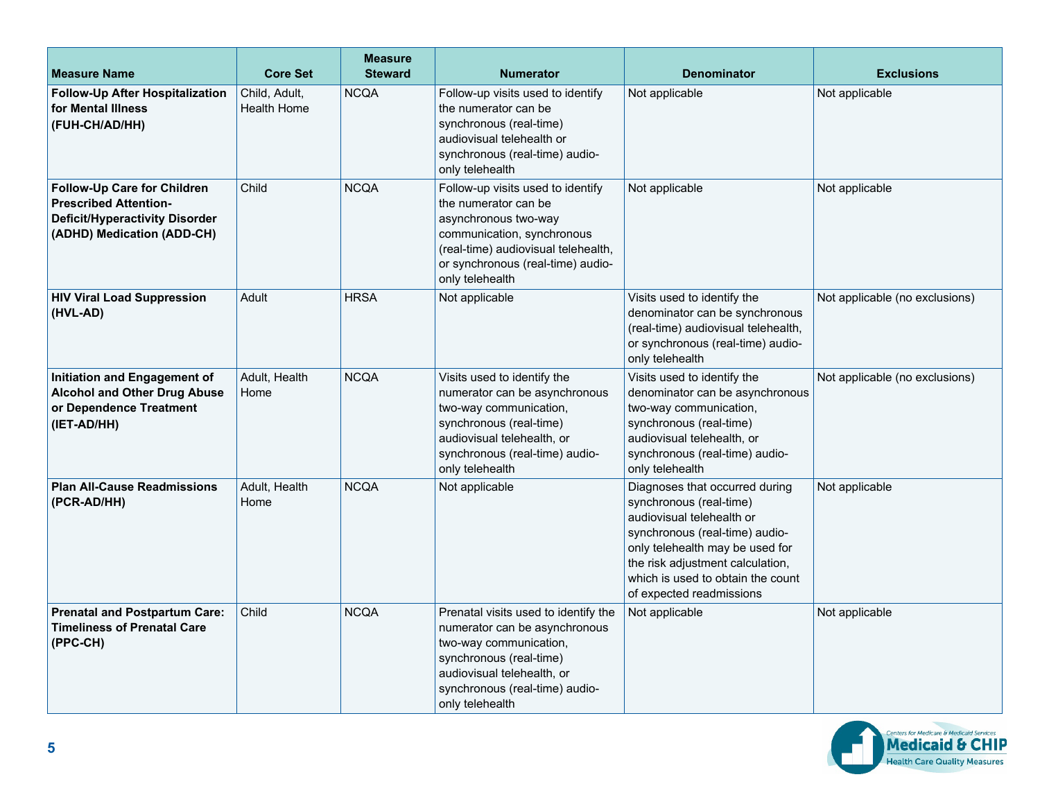| Measure Name | Core Set | Measure Steward | Numerator | Denominator | Exclusions |
|---|---|---|---|---|---|
| **Follow-Up After Hospitalization for Mental Illness (FUH-CH/AD/HH)** | Child, Adult, Health Home | NCQA | Follow-up visits used to identify the numerator can be synchronous (real-time) audiovisual telehealth or synchronous (real-time) audio-only telehealth | Not applicable | Not applicable |
| **Follow-Up Care for Children Prescribed Attention-Deficit/Hyperactivity Disorder (ADHD) Medication (ADD-CH)** | Child | NCQA | Follow-up visits used to identify the numerator can be asynchronous two-way communication, synchronous (real-time) audiovisual telehealth, or synchronous (real-time) audio-only telehealth | Not applicable | Not applicable |
| **HIV Viral Load Suppression (HVL-AD)** | Adult | HRSA | Not applicable | Visits used to identify the denominator can be synchronous (real-time) audiovisual telehealth, or synchronous (real-time) audio-only telehealth | Not applicable (no exclusions) |
| **Initiation and Engagement of Alcohol and Other Drug Abuse or Dependence Treatment (IET-AD/HH)** | Adult, Health Home | NCQA | Visits used to identify the numerator can be asynchronous two-way communication, synchronous (real-time) audiovisual telehealth, or synchronous (real-time) audio-only telehealth | Visits used to identify the denominator can be asynchronous two-way communication, synchronous (real-time) audiovisual telehealth, or synchronous (real-time) audio-only telehealth | Not applicable (no exclusions) |
| **Plan All-Cause Readmissions (PCR-AD/HH)** | Adult, Health Home | NCQA | Not applicable | Diagnoses that occurred during synchronous (real-time) audiovisual telehealth or synchronous (real-time) audio-only telehealth may be used for the risk adjustment calculation, which is used to obtain the count of expected readmissions | Not applicable |
| **Prenatal and Postpartum Care: Timeliness of Prenatal Care (PPC-CH)** | Child | NCQA | Prenatal visits used to identify the numerator can be asynchronous two-way communication, synchronous (real-time) audiovisual telehealth, or synchronous (real-time) audio-only telehealth | Not applicable | Not applicable |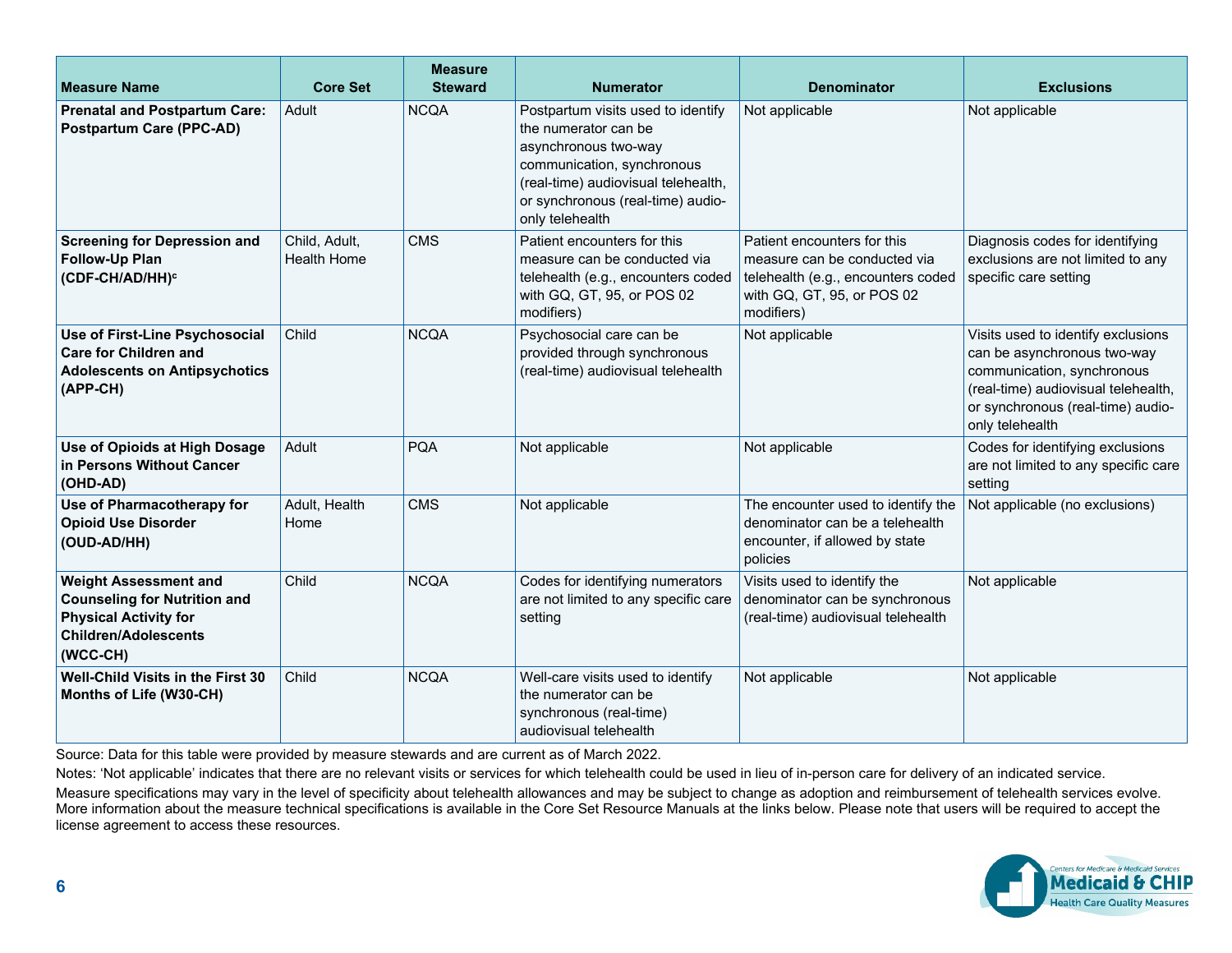| Measure Name | Core Set | Measure Steward | Numerator | Denominator | Exclusions |
|---|---|---|---|---|---|
| **Prenatal and Postpartum Care: Postpartum Care (PPC-AD)** | Adult | NCQA | Postpartum visits used to identify the numerator can be asynchronous two-way communication, synchronous (real-time) audiovisual telehealth, or synchronous (real-time) audio-only telehealth | Not applicable | Not applicable |
| **Screening for Depression and Follow-Up Plan (CDF-CH/AD/HH)[c]** | Child, Adult, Health Home | CMS | Patient encounters for this measure can be conducted via telehealth (e.g., encounters coded with GQ, GT, 95, or POS 02 modifiers) | Patient encounters for this measure can be conducted via telehealth (e.g., encounters coded with GQ, GT, 95, or POS 02 modifiers) | Diagnosis codes for identifying exclusions are not limited to any specific care setting |
| **Use of First-Line Psychosocial Care for Children and Adolescents on Antipsychotics (APP-CH)** | Child | NCQA | Psychosocial care can be provided through synchronous (real-time) audiovisual telehealth | Not applicable | Visits used to identify exclusions can be asynchronous two-way communication, synchronous (real-time) audiovisual telehealth, or synchronous (real-time) audio-only telehealth |
| **Use of Opioids at High Dosage in Persons Without Cancer (OHD-AD)** | Adult | PQA | Not applicable | Not applicable | Codes for identifying exclusions are not limited to any specific care setting |
| **Use of Pharmacotherapy for Opioid Use Disorder (OUD-AD/HH)** | Adult, Health Home | CMS | Not applicable | The encounter used to identify the denominator can be a telehealth encounter, if allowed by state policies | Not applicable (no exclusions) |
| **Weight Assessment and Counseling for Nutrition and Physical Activity for Children/Adolescents (WCC-CH)** | Child | NCQA | Codes for identifying numerators are not limited to any specific care setting | Visits used to identify the denominator can be synchronous (real-time) audiovisual telehealth | Not applicable |
| **Well-Child Visits in the First 30 Months of Life (W30-CH)** | Child | NCQA | Well-care visits used to identify the numerator can be synchronous (real-time) audiovisual telehealth | Not applicable | Not applicable |

Source: Data for this table were provided by measure stewards and are current as of March 2022.

Notes: 'Not applicable' indicates that there are no relevant visits or services for which telehealth could be used in lieu of in-person care for delivery of an indicated service.

Measure specifications may vary in the level of specificity about telehealth allowances and may be subject to change as adoption and reimbursement of telehealth services evolve. More information about the measure technical specifications is available in the Core Set Resource Manuals at the links below. Please note that users will be required to accept the license agreement to access these resources.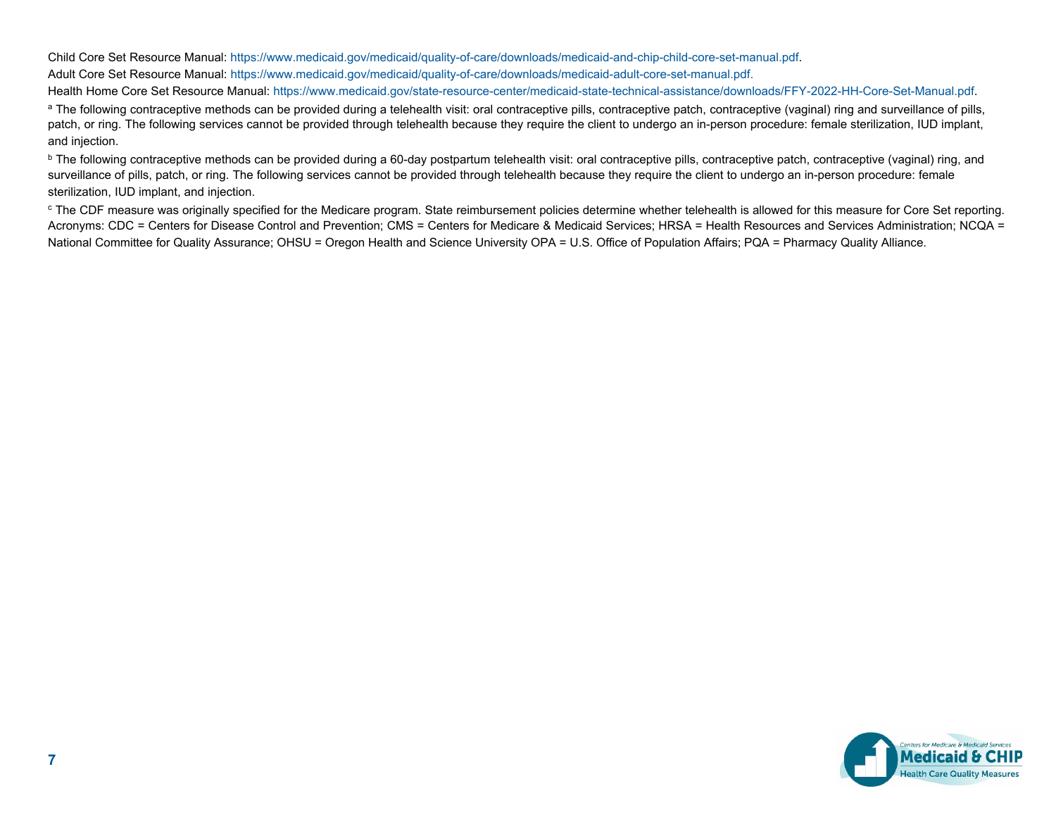Child Core Set Resource Manual: https://www.medicaid.gov/medicaid/quality-of-care/downloads/medicaid-and-chip-child-core-set-manual.pdf.

Adult Core Set Resource Manual: https://www.medicaid.gov/medicaid/quality-of-care/downloads/medicaid-adult-core-set-manual.pdf.

Health Home Core Set Resource Manual: https://www.medicaid.gov/state-resource-center/medicaid-state-technical-assistance/downloads/FFY-2022-HH-Core-Set-Manual.pdf.

[a] The following contraceptive methods can be provided during a telehealth visit: oral contraceptive pills, contraceptive patch, contraceptive (vaginal) ring and surveillance of pills, patch, or ring. The following services cannot be provided through telehealth because they require the client to undergo an in-person procedure: female sterilization, IUD implant, and injection.

[b] The following contraceptive methods can be provided during a 60-day postpartum telehealth visit: oral contraceptive pills, contraceptive patch, contraceptive (vaginal) ring, and surveillance of pills, patch, or ring. The following services cannot be provided through telehealth because they require the client to undergo an in-person procedure: female sterilization, IUD implant, and injection.

[c] The CDF measure was originally specified for the Medicare program. State reimbursement policies determine whether telehealth is allowed for this measure for Core Set reporting.

Acronyms: CDC = Centers for Disease Control and Prevention; CMS = Centers for Medicare & Medicaid Services; HRSA = Health Resources and Services Administration; NCQA = National Committee for Quality Assurance; OHSU = Oregon Health and Science University OPA = U.S. Office of Population Affairs; PQA = Pharmacy Quality Alliance.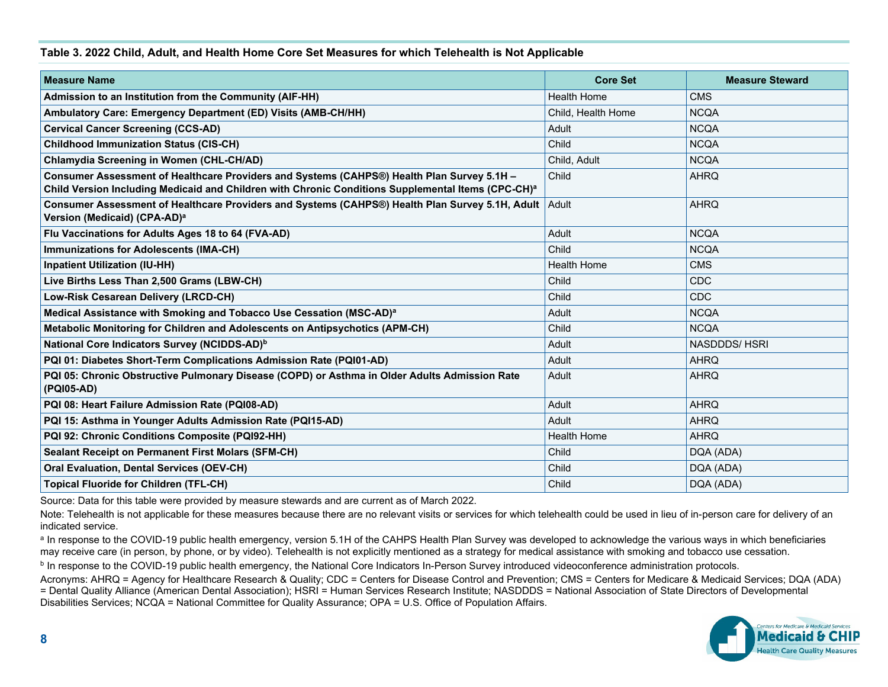**Table 3. 2022 Child, Adult, and Health Home Core Set Measures for which Telehealth is Not Applicable**

| Measure Name | Core Set | Measure Steward |
|---|---|---|
| **Admission to an Institution from the Community (AIF-HH)** | Health Home | CMS |
| **Ambulatory Care: Emergency Department (ED) Visits (AMB-CH/HH)** | Child, Health Home | NCQA |
| **Cervical Cancer Screening (CCS-AD)** | Adult | NCQA |
| **Childhood Immunization Status (CIS-CH)** | Child | NCQA |
| **Chlamydia Screening in Women (CHL-CH/AD)** | Child, Adult | NCQA |
| **Consumer Assessment of Healthcare Providers and Systems (CAHPS®) Health Plan Survey 5.1H – Child Version Including Medicaid and Children with Chronic Conditions Supplemental Items (CPC-CH)**[a] | Child | AHRQ |
| **Consumer Assessment of Healthcare Providers and Systems (CAHPS®) Health Plan Survey 5.1H, Adult Version (Medicaid) (CPA-AD)**[a] | Adult | AHRQ |
| **Flu Vaccinations for Adults Ages 18 to 64 (FVA-AD)** | Adult | NCQA |
| **Immunizations for Adolescents (IMA-CH)** | Child | NCQA |
| **Inpatient Utilization (IU-HH)** | Health Home | CMS |
| **Live Births Less Than 2,500 Grams (LBW-CH)** | Child | CDC |
| **Low-Risk Cesarean Delivery (LRCD-CH)** | Child | CDC |
| **Medical Assistance with Smoking and Tobacco Use Cessation (MSC-AD)**[a] | Adult | NCQA |
| **Metabolic Monitoring for Children and Adolescents on Antipsychotics (APM-CH)** | Child | NCQA |
| **National Core Indicators Survey (NCIDDS-AD)**[b] | Adult | NASDDDS/ HSRI |
| **PQI 01: Diabetes Short-Term Complications Admission Rate (PQI01-AD)** | Adult | AHRQ |
| **PQI 05: Chronic Obstructive Pulmonary Disease (COPD) or Asthma in Older Adults Admission Rate (PQI05-AD)** | Adult | AHRQ |
| **PQI 08: Heart Failure Admission Rate (PQI08-AD)** | Adult | AHRQ |
| **PQI 15: Asthma in Younger Adults Admission Rate (PQI15-AD)** | Adult | AHRQ |
| **PQI 92: Chronic Conditions Composite (PQI92-HH)** | Health Home | AHRQ |
| **Sealant Receipt on Permanent First Molars (SFM-CH)** | Child | DQA (ADA) |
| **Oral Evaluation, Dental Services (OEV-CH)** | Child | DQA (ADA) |
| **Topical Fluoride for Children (TFL-CH)** | Child | DQA (ADA) |

Source: Data for this table were provided by measure stewards and are current as of March 2022.

Note: Telehealth is not applicable for these measures because there are no relevant visits or services for which telehealth could be used in lieu of in-person care for delivery of an indicated service.

[a] In response to the COVID-19 public health emergency, version 5.1H of the CAHPS Health Plan Survey was developed to acknowledge the various ways in which beneficiaries may receive care (in person, by phone, or by video). Telehealth is not explicitly mentioned as a strategy for medical assistance with smoking and tobacco use cessation.

[b] In response to the COVID-19 public health emergency, the National Core Indicators In-Person Survey introduced videoconference administration protocols.

Acronyms: AHRQ = Agency for Healthcare Research & Quality; CDC = Centers for Disease Control and Prevention; CMS = Centers for Medicare & Medicaid Services; DQA (ADA) = Dental Quality Alliance (American Dental Association); HSRI = Human Services Research Institute; NASDDDS = National Association of State Directors of Developmental Disabilities Services; NCQA = National Committee for Quality Assurance; OPA = U.S. Office of Population Affairs.